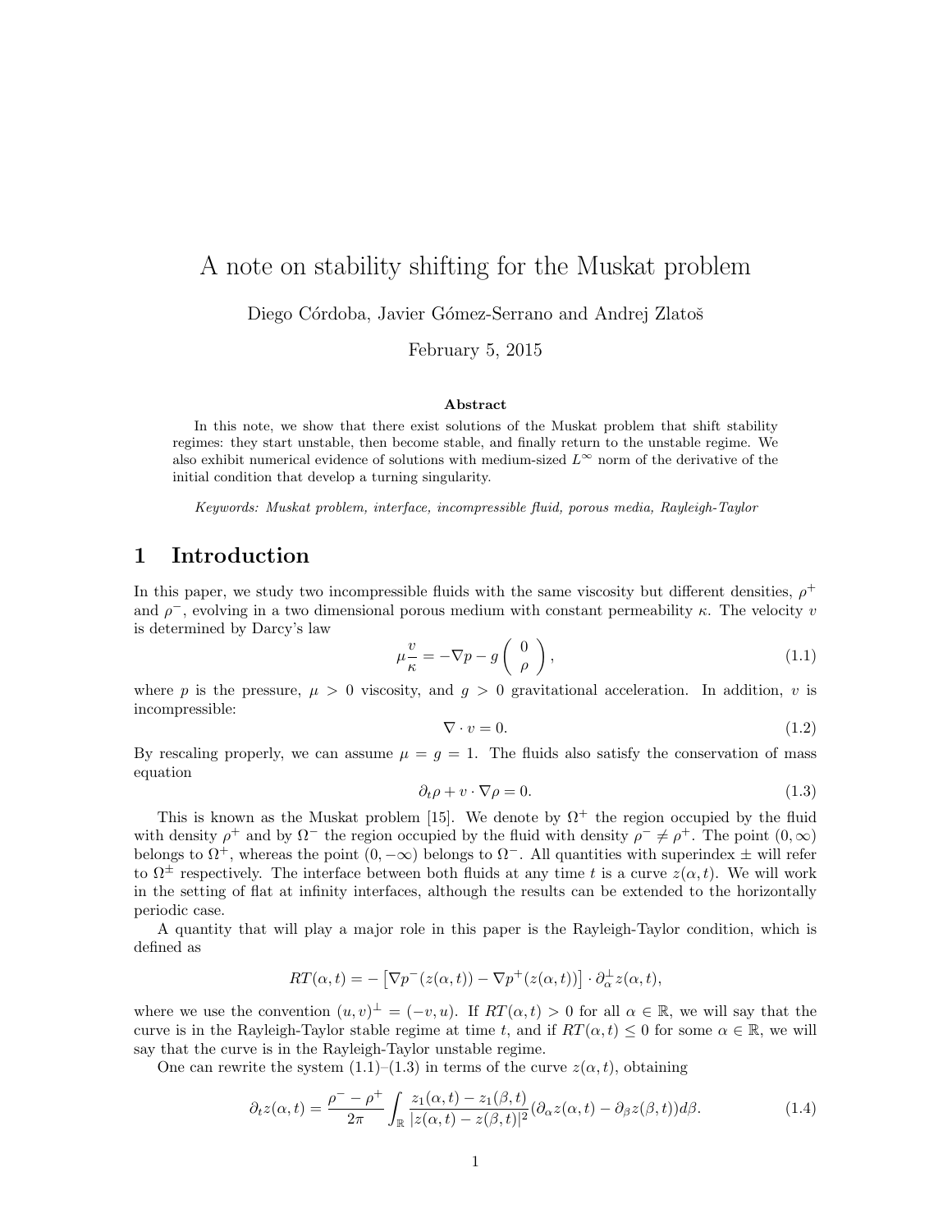# A note on stability shifting for the Muskat problem

Diego Córdoba, Javier Gómez-Serrano and Andrej Zlatoš

February 5, 2015

**Abstract**

In this note, we show that there exist solutions of the Muskat problem that shift stability regimes: they start unstable, then become stable, and finally return to the unstable regime. We also exhibit numerical evidence of solutions with medium-sized $L^\infty$ norm of the derivative of the initial condition that develop a turning singularity.

*Keywords: Muskat problem, interface, incompressible fluid, porous media, Rayleigh-Taylor*

## 1 Introduction

In this paper, we study two incompressible fluids with the same viscosity but different densities, $\rho^+$ and $\rho^-$, evolving in a two dimensional porous medium with constant permeability $\kappa$. The velocity $v$ is determined by Darcy's law

$$\mu \frac{v}{\kappa} = -\nabla p - g \begin{pmatrix} 0 \\ \rho \end{pmatrix}, \tag{1.1}$$

where $p$ is the pressure, $\mu > 0$ viscosity, and $g > 0$ gravitational acceleration. In addition, $v$ is incompressible:

$$\nabla \cdot v = 0. \tag{1.2}$$

By rescaling properly, we can assume $\mu = g = 1$. The fluids also satisfy the conservation of mass equation

$$\partial_t \rho + v \cdot \nabla \rho = 0. \tag{1.3}$$

This is known as the Muskat problem [15]. We denote by $\Omega^+$ the region occupied by the fluid with density $\rho^+$ and by $\Omega^-$ the region occupied by the fluid with density $\rho^- \neq \rho^+$. The point $(0, \infty)$ belongs to $\Omega^+$, whereas the point $(0, -\infty)$ belongs to $\Omega^-$. All quantities with superindex $\pm$ will refer to $\Omega^\pm$ respectively. The interface between both fluids at any time $t$ is a curve $z(\alpha, t)$. We will work in the setting of flat at infinity interfaces, although the results can be extended to the horizontally periodic case.

A quantity that will play a major role in this paper is the Rayleigh-Taylor condition, which is defined as

$$RT(\alpha, t) = -\left[\nabla p^-(z(\alpha, t)) - \nabla p^+(z(\alpha, t))\right] \cdot \partial_\alpha^\perp z(\alpha, t),$$

where we use the convention $(u, v)^\perp = (-v, u)$. If $RT(\alpha, t) > 0$ for all $\alpha \in \mathbb{R}$, we will say that the curve is in the Rayleigh-Taylor stable regime at time $t$, and if $RT(\alpha, t) \leq 0$ for some $\alpha \in \mathbb{R}$, we will say that the curve is in the Rayleigh-Taylor unstable regime.

One can rewrite the system (1.1)–(1.3) in terms of the curve $z(\alpha, t)$, obtaining

$$\partial_t z(\alpha, t) = \frac{\rho^- - \rho^+}{2\pi} \int_{\mathbb{R}} \frac{z_1(\alpha, t) - z_1(\beta, t)}{|z(\alpha, t) - z(\beta, t)|^2} (\partial_\alpha z(\alpha, t) - \partial_\beta z(\beta, t)) d\beta. \tag{1.4}$$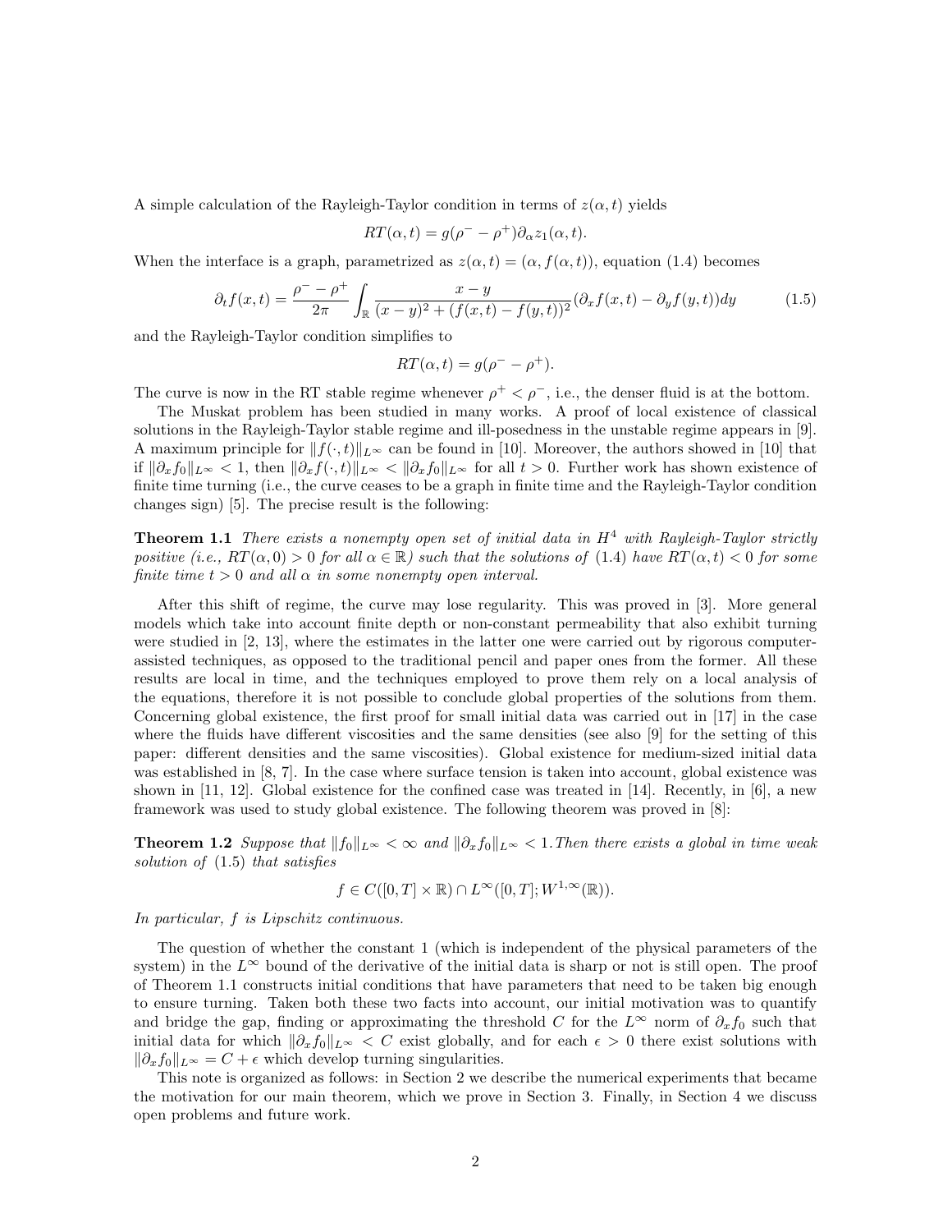A simple calculation of the Rayleigh-Taylor condition in terms of $z(\alpha, t)$ yields

$$RT(\alpha, t) = g(\rho^- - \rho^+)\partial_\alpha z_1(\alpha, t).$$

When the interface is a graph, parametrized as $z(\alpha, t) = (\alpha, f(\alpha, t))$, equation (1.4) becomes

$$\partial_t f(x,t) = \frac{\rho^- - \rho^+}{2\pi} \int_{\mathbb{R}} \frac{x-y}{(x-y)^2 + (f(x,t) - f(y,t))^2} (\partial_x f(x,t) - \partial_y f(y,t)) dy \tag{1.5}$$

and the Rayleigh-Taylor condition simplifies to

$$RT(\alpha, t) = g(\rho^- - \rho^+).$$

The curve is now in the RT stable regime whenever $\rho^+ < \rho^-$, i.e., the denser fluid is at the bottom.

The Muskat problem has been studied in many works. A proof of local existence of classical solutions in the Rayleigh-Taylor stable regime and ill-posedness in the unstable regime appears in [9]. A maximum principle for $\|f(\cdot, t)\|_{L^\infty}$ can be found in [10]. Moreover, the authors showed in [10] that if $\|\partial_x f_0\|_{L^\infty} < 1$, then $\|\partial_x f(\cdot, t)\|_{L^\infty} < \|\partial_x f_0\|_{L^\infty}$ for all $t > 0$. Further work has shown existence of finite time turning (i.e., the curve ceases to be a graph in finite time and the Rayleigh-Taylor condition changes sign) [5]. The precise result is the following:

**Theorem 1.1** *There exists a nonempty open set of initial data in $H^4$ with Rayleigh-Taylor strictly positive (i.e., $RT(\alpha, 0) > 0$ for all $\alpha \in \mathbb{R}$) such that the solutions of (1.4) have $RT(\alpha, t) < 0$ for some finite time $t > 0$ and all $\alpha$ in some nonempty open interval.*

After this shift of regime, the curve may lose regularity. This was proved in [3]. More general models which take into account finite depth or non-constant permeability that also exhibit turning were studied in [2, 13], where the estimates in the latter one were carried out by rigorous computer-assisted techniques, as opposed to the traditional pencil and paper ones from the former. All these results are local in time, and the techniques employed to prove them rely on a local analysis of the equations, therefore it is not possible to conclude global properties of the solutions from them. Concerning global existence, the first proof for small initial data was carried out in [17] in the case where the fluids have different viscosities and the same densities (see also [9] for the setting of this paper: different densities and the same viscosities). Global existence for medium-sized initial data was established in [8, 7]. In the case where surface tension is taken into account, global existence was shown in [11, 12]. Global existence for the confined case was treated in [14]. Recently, in [6], a new framework was used to study global existence. The following theorem was proved in [8]:

**Theorem 1.2** *Suppose that $\|f_0\|_{L^\infty} < \infty$ and $\|\partial_x f_0\|_{L^\infty} < 1$. Then there exists a global in time weak solution of (1.5) that satisfies*

$$f \in C([0,T] \times \mathbb{R}) \cap L^\infty([0,T]; W^{1,\infty}(\mathbb{R})).$$

*In particular, $f$ is Lipschitz continuous.*

The question of whether the constant 1 (which is independent of the physical parameters of the system) in the $L^\infty$ bound of the derivative of the initial data is sharp or not is still open. The proof of Theorem 1.1 constructs initial conditions that have parameters that need to be taken big enough to ensure turning. Taken both these two facts into account, our initial motivation was to quantify and bridge the gap, finding or approximating the threshold $C$ for the $L^\infty$ norm of $\partial_x f_0$ such that initial data for which $\|\partial_x f_0\|_{L^\infty} < C$ exist globally, and for each $\epsilon > 0$ there exist solutions with $\|\partial_x f_0\|_{L^\infty} = C + \epsilon$ which develop turning singularities.

This note is organized as follows: in Section 2 we describe the numerical experiments that became the motivation for our main theorem, which we prove in Section 3. Finally, in Section 4 we discuss open problems and future work.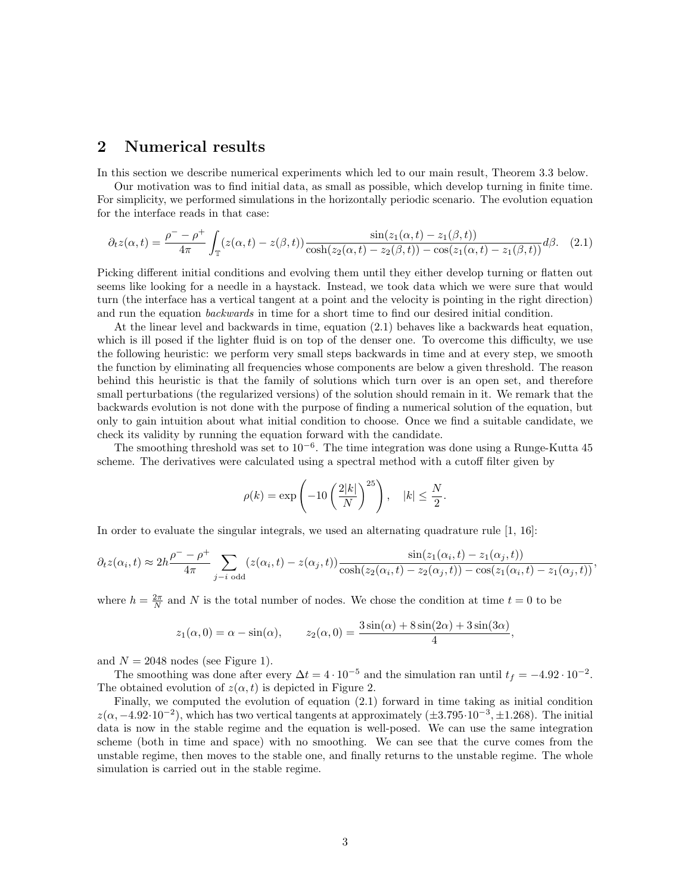## 2 Numerical results

In this section we describe numerical experiments which led to our main result, Theorem 3.3 below.

Our motivation was to find initial data, as small as possible, which develop turning in finite time. For simplicity, we performed simulations in the horizontally periodic scenario. The evolution equation for the interface reads in that case:

$$\partial_t z(\alpha,t) = \frac{\rho^- - \rho^+}{4\pi}\int_{\mathbb{T}} (z(\alpha,t)-z(\beta,t))\frac{\sin(z_1(\alpha,t)-z_1(\beta,t))}{\cosh(z_2(\alpha,t)-z_2(\beta,t))-\cos(z_1(\alpha,t)-z_1(\beta,t))}d\beta. \quad (2.1)$$

Picking different initial conditions and evolving them until they either develop turning or flatten out seems like looking for a needle in a haystack. Instead, we took data which we were sure that would turn (the interface has a vertical tangent at a point and the velocity is pointing in the right direction) and run the equation *backwards* in time for a short time to find our desired initial condition.

At the linear level and backwards in time, equation (2.1) behaves like a backwards heat equation, which is ill posed if the lighter fluid is on top of the denser one. To overcome this difficulty, we use the following heuristic: we perform very small steps backwards in time and at every step, we smooth the function by eliminating all frequencies whose components are below a given threshold. The reason behind this heuristic is that the family of solutions which turn over is an open set, and therefore small perturbations (the regularized versions) of the solution should remain in it. We remark that the backwards evolution is not done with the purpose of finding a numerical solution of the equation, but only to gain intuition about what initial condition to choose. Once we find a suitable candidate, we check its validity by running the equation forward with the candidate.

The smoothing threshold was set to $10^{-6}$. The time integration was done using a Runge-Kutta 45 scheme. The derivatives were calculated using a spectral method with a cutoff filter given by

$$\rho(k) = \exp\left(-10\left(\frac{2|k|}{N}\right)^{25}\right), \quad |k| \leq \frac{N}{2}.$$

In order to evaluate the singular integrals, we used an alternating quadrature rule [1, 16]:

$$\partial_t z(\alpha_i,t) \approx 2h\frac{\rho^- - \rho^+}{4\pi}\sum_{j-i \text{ odd}} (z(\alpha_i,t)-z(\alpha_j,t))\frac{\sin(z_1(\alpha_i,t)-z_1(\alpha_j,t))}{\cosh(z_2(\alpha_i,t)-z_2(\alpha_j,t))-\cos(z_1(\alpha_i,t)-z_1(\alpha_j,t))},$$

where $h = \frac{2\pi}{N}$ and $N$ is the total number of nodes. We chose the condition at time $t = 0$ to be

$$z_1(\alpha,0) = \alpha - \sin(\alpha), \qquad z_2(\alpha,0) = \frac{3\sin(\alpha)+8\sin(2\alpha)+3\sin(3\alpha)}{4},$$

and $N = 2048$ nodes (see Figure 1).

The smoothing was done after every $\Delta t = 4\cdot 10^{-5}$ and the simulation ran until $t_f = -4.92\cdot 10^{-2}$. The obtained evolution of $z(\alpha,t)$ is depicted in Figure 2.

Finally, we computed the evolution of equation (2.1) forward in time taking as initial condition $z(\alpha, -4.92\cdot 10^{-2})$, which has two vertical tangents at approximately $(\pm 3.795\cdot 10^{-3}, \pm 1.268)$. The initial data is now in the stable regime and the equation is well-posed. We can use the same integration scheme (both in time and space) with no smoothing. We can see that the curve comes from the unstable regime, then moves to the stable one, and finally returns to the unstable regime. The whole simulation is carried out in the stable regime.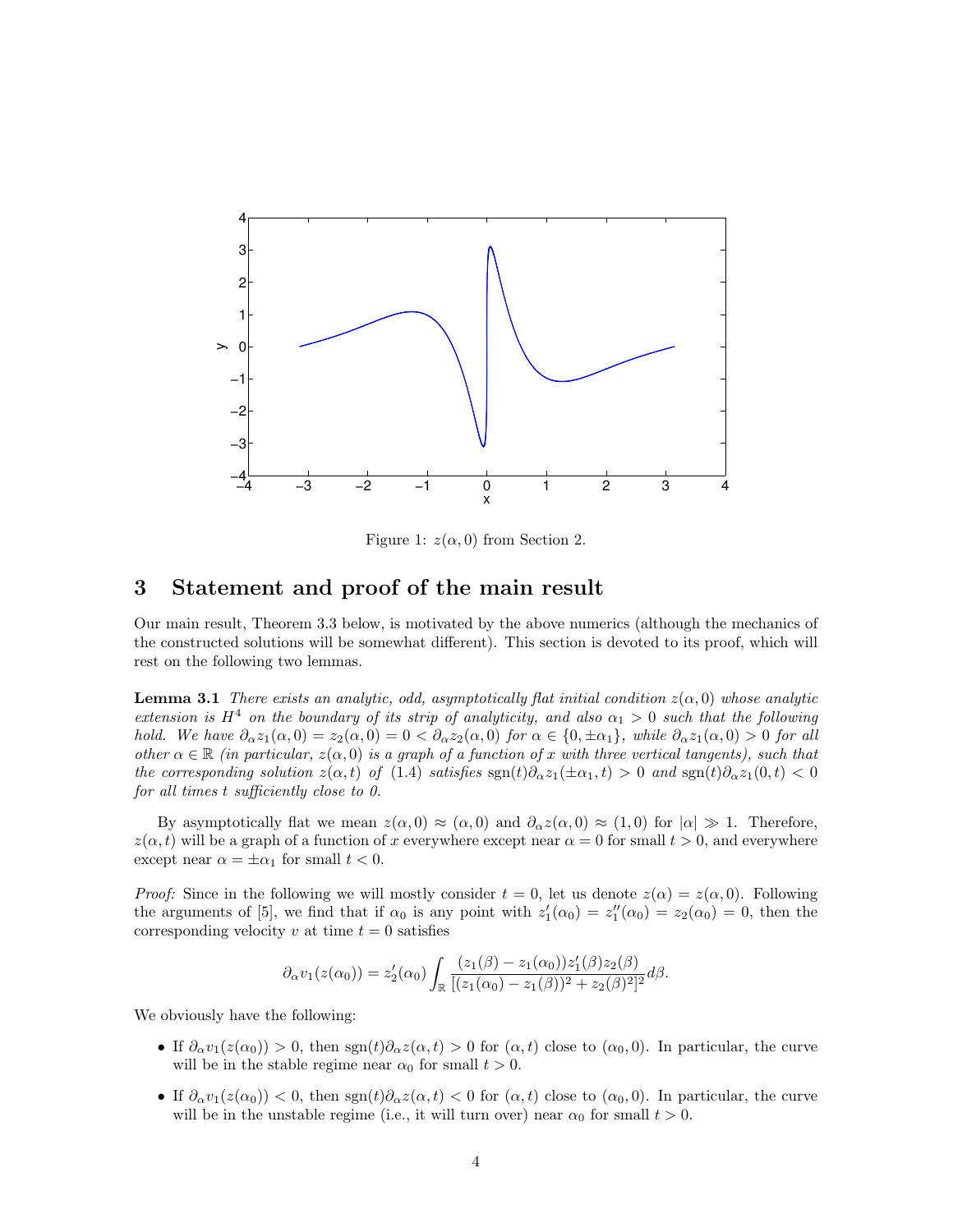Figure 1: $z(\alpha, 0)$ from Section 2.

## 3 Statement and proof of the main result

Our main result, Theorem 3.3 below, is motivated by the above numerics (although the mechanics of the constructed solutions will be somewhat different). This section is devoted to its proof, which will rest on the following two lemmas.

**Lemma 3.1** *There exists an analytic, odd, asymptotically flat initial condition $z(\alpha, 0)$ whose analytic extension is $H^4$ on the boundary of its strip of analyticity, and also $\alpha_1 > 0$ such that the following hold. We have $\partial_\alpha z_1(\alpha, 0) = z_2(\alpha, 0) = 0 < \partial_\alpha z_2(\alpha, 0)$ for $\alpha \in \{0, \pm\alpha_1\}$, while $\partial_\alpha z_1(\alpha, 0) > 0$ for all other $\alpha \in \mathbb{R}$ (in particular, $z(\alpha, 0)$ is a graph of a function of $x$ with three vertical tangents), such that the corresponding solution $z(\alpha, t)$ of (1.4) satisfies $\operatorname{sgn}(t)\partial_\alpha z_1(\pm\alpha_1, t) > 0$ and $\operatorname{sgn}(t)\partial_\alpha z_1(0, t) < 0$ for all times $t$ sufficiently close to 0.*

By asymptotically flat we mean $z(\alpha, 0) \approx (\alpha, 0)$ and $\partial_\alpha z(\alpha, 0) \approx (1, 0)$ for $|\alpha| \gg 1$. Therefore, $z(\alpha, t)$ will be a graph of a function of $x$ everywhere except near $\alpha = 0$ for small $t > 0$, and everywhere except near $\alpha = \pm\alpha_1$ for small $t < 0$.

*Proof:* Since in the following we will mostly consider $t = 0$, let us denote $z(\alpha) = z(\alpha, 0)$. Following the arguments of [5], we find that if $\alpha_0$ is any point with $z_1'(\alpha_0) = z_1''(\alpha_0) = z_2(\alpha_0) = 0$, then the corresponding velocity $v$ at time $t = 0$ satisfies

$$\partial_\alpha v_1(z(\alpha_0)) = z_2'(\alpha_0) \int_{\mathbb{R}} \frac{(z_1(\beta) - z_1(\alpha_0)) z_1'(\beta) z_2(\beta)}{[(z_1(\alpha_0) - z_1(\beta))^2 + z_2(\beta)^2]^2} d\beta.$$

We obviously have the following:

- If $\partial_\alpha v_1(z(\alpha_0)) > 0$, then $\operatorname{sgn}(t)\partial_\alpha z(\alpha, t) > 0$ for $(\alpha, t)$ close to $(\alpha_0, 0)$. In particular, the curve will be in the stable regime near $\alpha_0$ for small $t > 0$.
- If $\partial_\alpha v_1(z(\alpha_0)) < 0$, then $\operatorname{sgn}(t)\partial_\alpha z(\alpha, t) < 0$ for $(\alpha, t)$ close to $(\alpha_0, 0)$. In particular, the curve will be in the unstable regime (i.e., it will turn over) near $\alpha_0$ for small $t > 0$.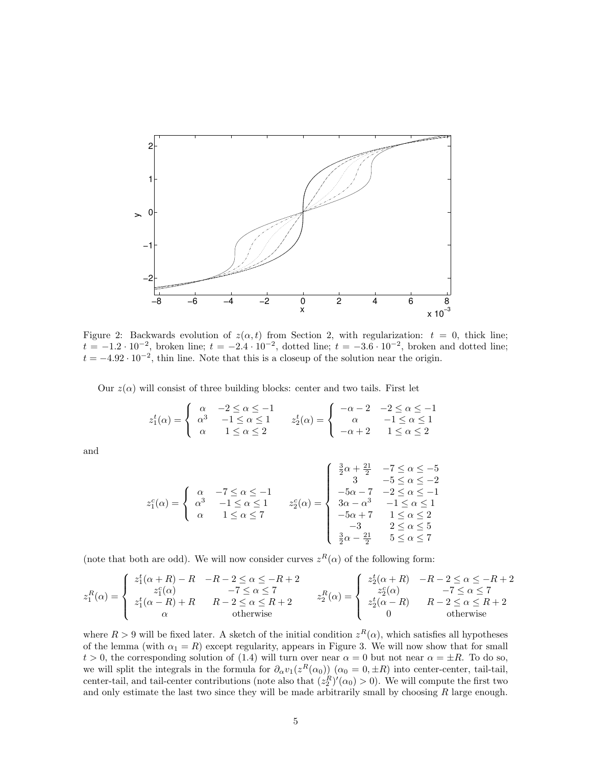Figure 2: Backwards evolution of $z(\alpha, t)$ from Section 2, with regularization: $t = 0$, thick line; $t = -1.2 \cdot 10^{-2}$, broken line; $t = -2.4 \cdot 10^{-2}$, dotted line; $t = -3.6 \cdot 10^{-2}$, broken and dotted line; $t = -4.92 \cdot 10^{-2}$, thin line. Note that this is a closeup of the solution near the origin.

Our $z(\alpha)$ will consist of three building blocks: center and two tails. First let

$$
z_1^t(\alpha) = \begin{cases} \alpha & -2 \le \alpha \le -1 \\ \alpha^3 & -1 \le \alpha \le 1 \\ \alpha & 1 \le \alpha \le 2 \end{cases} \qquad z_2^t(\alpha) = \begin{cases} -\alpha - 2 & -2 \le \alpha \le -1 \\ \alpha & -1 \le \alpha \le 1 \\ -\alpha + 2 & 1 \le \alpha \le 2 \end{cases}
$$

and

$$
z_1^c(\alpha) = \begin{cases} \alpha & -7 \le \alpha \le -1 \\ \alpha^3 & -1 \le \alpha \le 1 \\ \alpha & 1 \le \alpha \le 7 \end{cases} \qquad z_2^c(\alpha) = \begin{cases} \frac{3}{2}\alpha + \frac{21}{2} & -7 \le \alpha \le -5 \\ 3 & -5 \le \alpha \le -2 \\ -5\alpha - 7 & -2 \le \alpha \le -1 \\ 3\alpha - \alpha^3 & -1 \le \alpha \le 1 \\ -5\alpha + 7 & 1 \le \alpha \le 2 \\ -3 & 2 \le \alpha \le 5 \\ \frac{3}{2}\alpha - \frac{21}{2} & 5 \le \alpha \le 7 \end{cases}
$$

(note that both are odd). We will now consider curves $z^R(\alpha)$ of the following form:

$$
z_1^R(\alpha) = \begin{cases} z_1^t(\alpha + R) - R & -R - 2 \le \alpha \le -R + 2 \\ z_1^c(\alpha) & -7 \le \alpha \le 7 \\ z_1^t(\alpha - R) + R & R - 2 \le \alpha \le R + 2 \\ \alpha & \text{otherwise} \end{cases} \qquad z_2^R(\alpha) = \begin{cases} z_2^t(\alpha + R) & -R - 2 \le \alpha \le -R + 2 \\ z_2^c(\alpha) & -7 \le \alpha \le 7 \\ z_2^t(\alpha - R) & R - 2 \le \alpha \le R + 2 \\ 0 & \text{otherwise} \end{cases}
$$

where $R > 9$ will be fixed later. A sketch of the initial condition $z^R(\alpha)$, which satisfies all hypotheses of the lemma (with $\alpha_1 = R$) except regularity, appears in Figure 3. We will now show that for small $t > 0$, the corresponding solution of (1.4) will turn over near $\alpha = 0$ but not near $\alpha = \pm R$. To do so, we will split the integrals in the formula for $\partial_\alpha v_1(z^R(\alpha_0))$ ($\alpha_0 = 0, \pm R$) into center-center, tail-tail, center-tail, and tail-center contributions (note also that $(z_2^R)'(\alpha_0) > 0$). We will compute the first two and only estimate the last two since they will be made arbitrarily small by choosing $R$ large enough.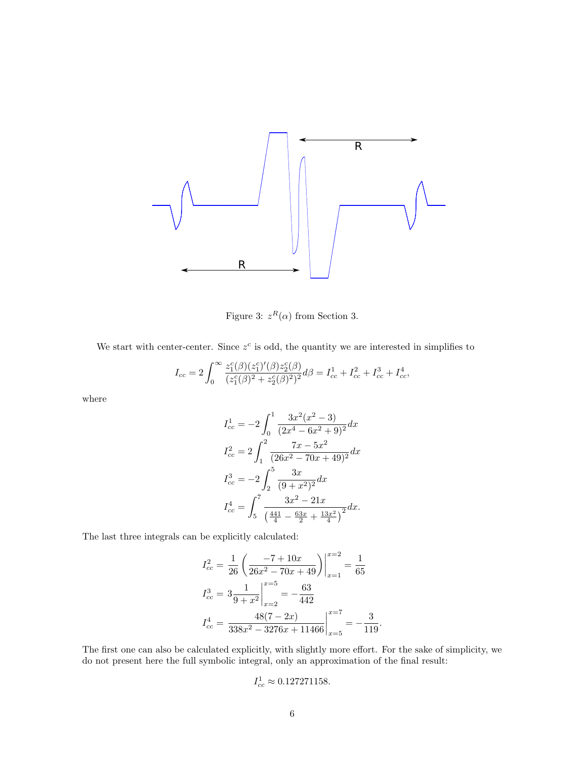Figure 3: $z^R(\alpha)$ from Section 3.

We start with center-center. Since $z^c$ is odd, the quantity we are interested in simplifies to

$$I_{cc} = 2\int_0^\infty \frac{z_1^c(\beta)(z_1^c)'(\beta)z_2^c(\beta)}{(z_1^c(\beta)^2 + z_2^c(\beta)^2)^2}d\beta = I_{cc}^1 + I_{cc}^2 + I_{cc}^3 + I_{cc}^4,$$

where

$$I_{cc}^1 = -2\int_0^1 \frac{3x^2(x^2-3)}{(2x^4 - 6x^2 + 9)^2}dx$$
$$I_{cc}^2 = 2\int_1^2 \frac{7x - 5x^2}{(26x^2 - 70x + 49)^2}dx$$
$$I_{cc}^3 = -2\int_2^5 \frac{3x}{(9+x^2)^2}dx$$
$$I_{cc}^4 = \int_5^7 \frac{3x^2 - 21x}{\left(\frac{441}{4} - \frac{63x}{2} + \frac{13x^2}{4}\right)^2}dx.$$

The last three integrals can be explicitly calculated:

$$I_{cc}^2 = \frac{1}{26}\left(\frac{-7+10x}{26x^2 - 70x + 49}\right)\Bigg|_{x=1}^{x=2} = \frac{1}{65}$$
$$I_{cc}^3 = 3\frac{1}{9+x^2}\Bigg|_{x=2}^{x=5} = -\frac{63}{442}$$
$$I_{cc}^4 = \frac{48(7-2x)}{338x^2 - 3276x + 11466}\Bigg|_{x=5}^{x=7} = -\frac{3}{119}.$$

The first one can also be calculated explicitly, with slightly more effort. For the sake of simplicity, we do not present here the full symbolic integral, only an approximation of the final result:

$$I_{cc}^1 \approx 0.127271158.$$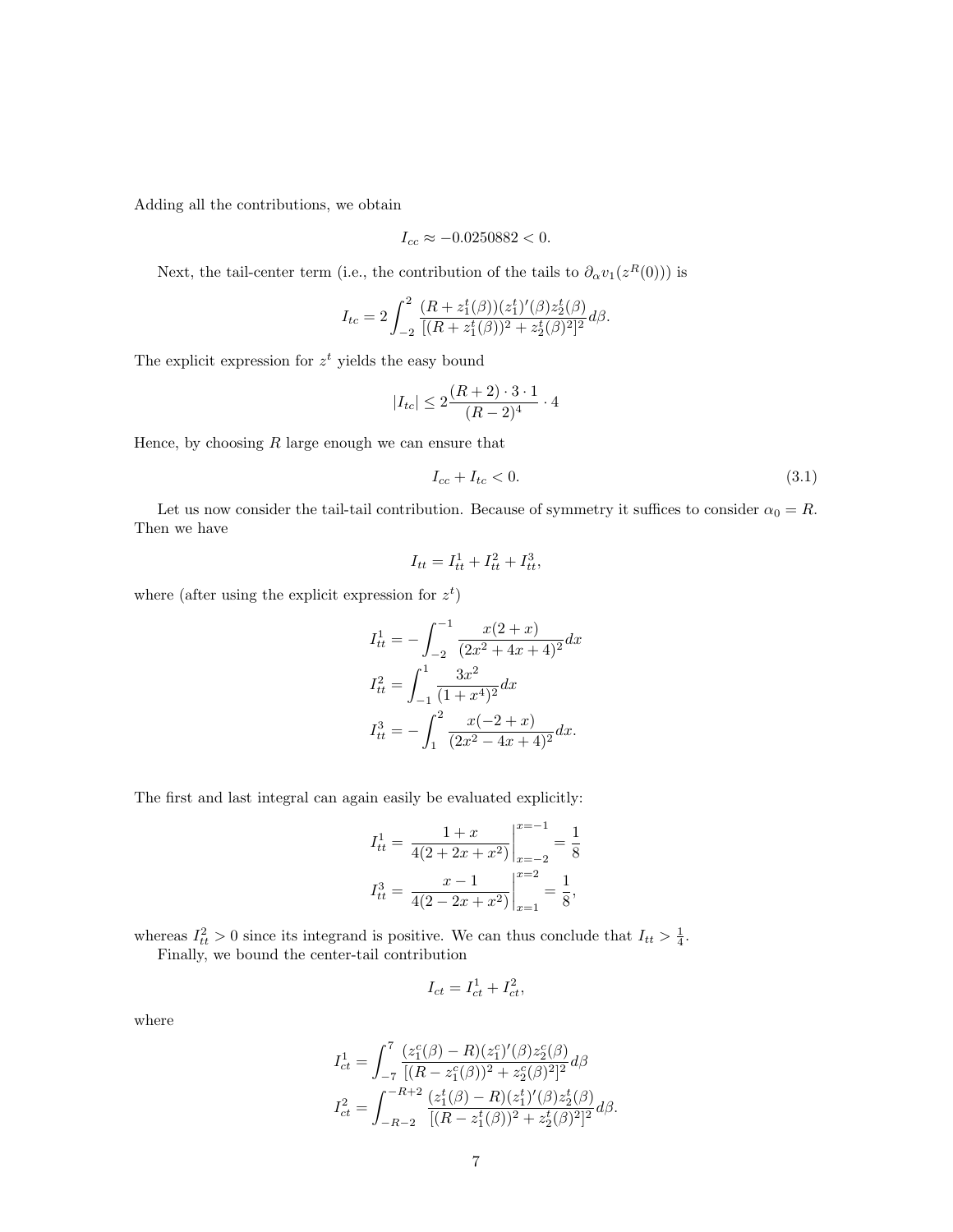Adding all the contributions, we obtain

$$I_{cc} \approx -0.0250882 < 0.$$

Next, the tail-center term (i.e., the contribution of the tails to $\partial_\alpha v_1(z^R(0))$) is

$$I_{tc} = 2\int_{-2}^{2} \frac{(R + z_1^t(\beta))(z_1^t)'(\beta) z_2^t(\beta)}{[(R + z_1^t(\beta))^2 + z_2^t(\beta)^2]^2} d\beta.$$

The explicit expression for $z^t$ yields the easy bound

$$|I_{tc}| \leq 2\frac{(R+2)\cdot 3 \cdot 1}{(R-2)^4} \cdot 4$$

Hence, by choosing $R$ large enough we can ensure that

$$I_{cc} + I_{tc} < 0. \tag{3.1}$$

Let us now consider the tail-tail contribution. Because of symmetry it suffices to consider $\alpha_0 = R$. Then we have

$$I_{tt} = I_{tt}^1 + I_{tt}^2 + I_{tt}^3,$$

where (after using the explicit expression for $z^t$)

$$I_{tt}^1 = -\int_{-2}^{-1} \frac{x(2+x)}{(2x^2+4x+4)^2} dx$$
$$I_{tt}^2 = \int_{-1}^{1} \frac{3x^2}{(1+x^4)^2} dx$$
$$I_{tt}^3 = -\int_{1}^{2} \frac{x(-2+x)}{(2x^2-4x+4)^2} dx.$$

The first and last integral can again easily be evaluated explicitly:

$$I_{tt}^1 = \left.\frac{1+x}{4(2+2x+x^2)}\right|_{x=-2}^{x=-1} = \frac{1}{8}$$
$$I_{tt}^3 = \left.\frac{x-1}{4(2-2x+x^2)}\right|_{x=1}^{x=2} = \frac{1}{8},$$

whereas $I_{tt}^2 > 0$ since its integrand is positive. We can thus conclude that $I_{tt} > \frac{1}{4}$.

Finally, we bound the center-tail contribution

$$I_{ct} = I_{ct}^1 + I_{ct}^2,$$

where

$$I_{ct}^1 = \int_{-7}^{7} \frac{(z_1^c(\beta) - R)(z_1^c)'(\beta) z_2^c(\beta)}{[(R - z_1^c(\beta))^2 + z_2^c(\beta)^2]^2} d\beta$$
$$I_{ct}^2 = \int_{-R-2}^{-R+2} \frac{(z_1^t(\beta) - R)(z_1^t)'(\beta) z_2^t(\beta)}{[(R - z_1^t(\beta))^2 + z_2^t(\beta)^2]^2} d\beta.$$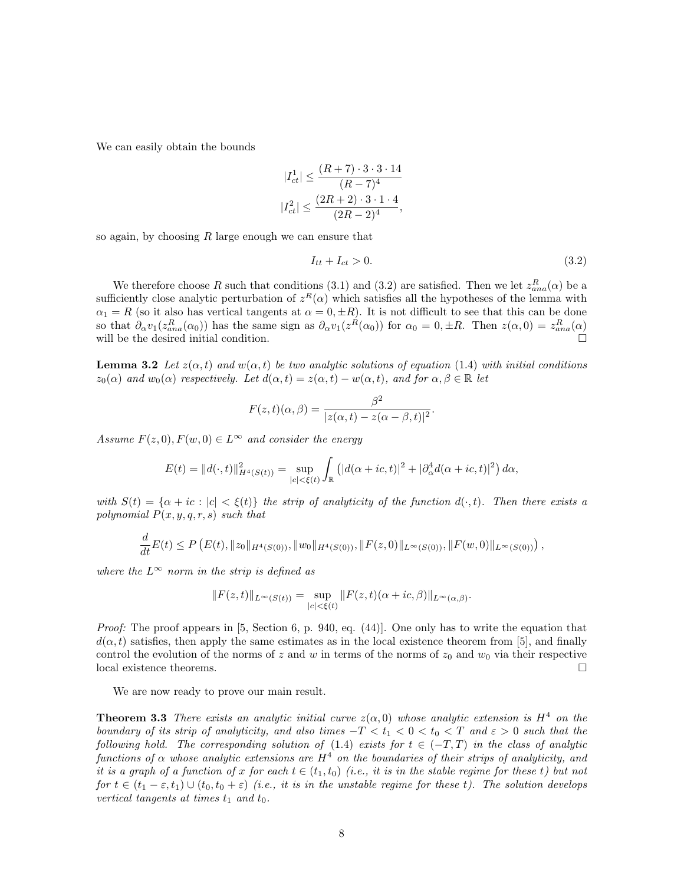We can easily obtain the bounds

$$|I_{ct}^1| \le \frac{(R+7)\cdot 3\cdot 3\cdot 14}{(R-7)^4}$$
$$|I_{ct}^2| \le \frac{(2R+2)\cdot 3\cdot 1\cdot 4}{(2R-2)^4},$$

so again, by choosing $R$ large enough we can ensure that

$$I_{tt} + I_{ct} > 0. \tag{3.2}$$

We therefore choose $R$ such that conditions (3.1) and (3.2) are satisfied. Then we let $z^R_{ana}(\alpha)$ be a sufficiently close analytic perturbation of $z^R(\alpha)$ which satisfies all the hypotheses of the lemma with $\alpha_1 = R$ (so it also has vertical tangents at $\alpha = 0, \pm R$). It is not difficult to see that this can be done so that $\partial_\alpha v_1(z^R_{ana}(\alpha_0))$ has the same sign as $\partial_\alpha v_1(z^R(\alpha_0))$ for $\alpha_0 = 0, \pm R$. Then $z(\alpha, 0) = z^R_{ana}(\alpha)$ will be the desired initial condition. $\square$

**Lemma 3.2** *Let $z(\alpha,t)$ and $w(\alpha,t)$ be two analytic solutions of equation* (1.4) *with initial conditions $z_0(\alpha)$ and $w_0(\alpha)$ respectively. Let $d(\alpha,t) = z(\alpha,t) - w(\alpha,t)$, and for $\alpha, \beta \in \mathbb{R}$ let*

$$F(z,t)(\alpha,\beta) = \frac{\beta^2}{|z(\alpha,t) - z(\alpha-\beta,t)|^2}.$$

*Assume $F(z,0), F(w,0) \in L^\infty$ and consider the energy*

$$E(t) = \|d(\cdot,t)\|^2_{H^4(S(t))} = \sup_{|c|<\xi(t)} \int_{\mathbb{R}} \left(|d(\alpha+ic,t)|^2 + |\partial^4_\alpha d(\alpha+ic,t)|^2\right) d\alpha,$$

*with $S(t) = \{\alpha + ic : |c| < \xi(t)\}$ the strip of analyticity of the function $d(\cdot,t)$. Then there exists a polynomial $P(x,y,q,r,s)$ such that*

$$\frac{d}{dt}E(t) \le P\left(E(t), \|z_0\|_{H^4(S(0))}, \|w_0\|_{H^4(S(0))}, \|F(z,0)\|_{L^\infty(S(0))}, \|F(w,0)\|_{L^\infty(S(0))}\right),$$

*where the $L^\infty$ norm in the strip is defined as*

$$\|F(z,t)\|_{L^\infty(S(t))} = \sup_{|c|<\xi(t)} \|F(z,t)(\alpha+ic,\beta)\|_{L^\infty(\alpha,\beta)}.$$

*Proof:* The proof appears in [5, Section 6, p. 940, eq. (44)]. One only has to write the equation that $d(\alpha,t)$ satisfies, then apply the same estimates as in the local existence theorem from [5], and finally control the evolution of the norms of $z$ and $w$ in terms of the norms of $z_0$ and $w_0$ via their respective local existence theorems. $\square$

We are now ready to prove our main result.

**Theorem 3.3** *There exists an analytic initial curve $z(\alpha,0)$ whose analytic extension is $H^4$ on the boundary of its strip of analyticity, and also times $-T < t_1 < 0 < t_0 < T$ and $\varepsilon > 0$ such that the following hold. The corresponding solution of* (1.4) *exists for $t \in (-T,T)$ in the class of analytic functions of $\alpha$ whose analytic extensions are $H^4$ on the boundaries of their strips of analyticity, and it is a graph of a function of $x$ for each $t \in (t_1,t_0)$ (i.e., it is in the stable regime for these $t$) but not for $t \in (t_1-\varepsilon,t_1) \cup (t_0,t_0+\varepsilon)$ (i.e., it is in the unstable regime for these $t$). The solution develops vertical tangents at times $t_1$ and $t_0$.*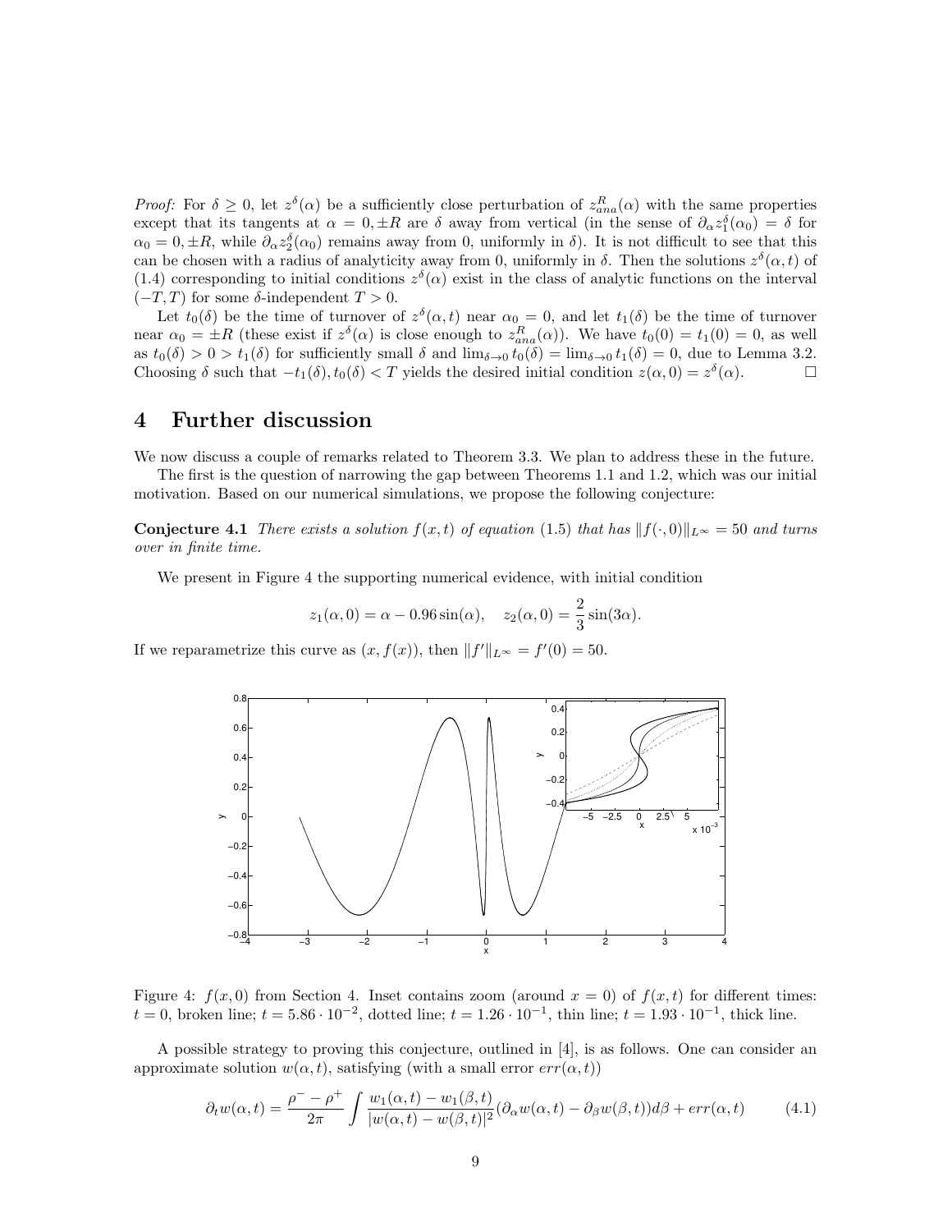*Proof:* For $\delta \geq 0$, let $z^\delta(\alpha)$ be a sufficiently close perturbation of $z^R_{ana}(\alpha)$ with the same properties except that its tangents at $\alpha = 0, \pm R$ are $\delta$ away from vertical (in the sense of $\partial_\alpha z_1^\delta(\alpha_0) = \delta$ for $\alpha_0 = 0, \pm R$, while $\partial_\alpha z_2^\delta(\alpha_0)$ remains away from 0, uniformly in $\delta$). It is not difficult to see that this can be chosen with a radius of analyticity away from 0, uniformly in $\delta$. Then the solutions $z^\delta(\alpha, t)$ of (1.4) corresponding to initial conditions $z^\delta(\alpha)$ exist in the class of analytic functions on the interval $(-T, T)$ for some $\delta$-independent $T > 0$.

Let $t_0(\delta)$ be the time of turnover of $z^\delta(\alpha, t)$ near $\alpha_0 = 0$, and let $t_1(\delta)$ be the time of turnover near $\alpha_0 = \pm R$ (these exist if $z^\delta(\alpha)$ is close enough to $z^R_{ana}(\alpha)$). We have $t_0(0) = t_1(0) = 0$, as well as $t_0(\delta) > 0 > t_1(\delta)$ for sufficiently small $\delta$ and $\lim_{\delta\to 0} t_0(\delta) = \lim_{\delta \to 0} t_1(\delta) = 0$, due to Lemma 3.2. Choosing $\delta$ such that $-t_1(\delta), t_0(\delta) < T$ yields the desired initial condition $z(\alpha, 0) = z^\delta(\alpha)$. □

# 4 Further discussion

We now discuss a couple of remarks related to Theorem 3.3. We plan to address these in the future.

The first is the question of narrowing the gap between Theorems 1.1 and 1.2, which was our initial motivation. Based on our numerical simulations, we propose the following conjecture:

**Conjecture 4.1** *There exists a solution $f(x, t)$ of equation (1.5) that has $\|f(\cdot, 0)\|_{L^\infty} = 50$ and turns over in finite time.*

We present in Figure 4 the supporting numerical evidence, with initial condition

$$z_1(\alpha, 0) = \alpha - 0.96\sin(\alpha), \quad z_2(\alpha, 0) = \frac{2}{3}\sin(3\alpha).$$

If we reparametrize this curve as $(x, f(x))$, then $\|f'\|_{L^\infty} = f'(0) = 50$.

Figure 4: $f(x, 0)$ from Section 4. Inset contains zoom (around $x = 0$) of $f(x, t)$ for different times: $t = 0$, broken line; $t = 5.86 \cdot 10^{-2}$, dotted line; $t = 1.26 \cdot 10^{-1}$, thin line; $t = 1.93 \cdot 10^{-1}$, thick line.

A possible strategy to proving this conjecture, outlined in [4], is as follows. One can consider an approximate solution $w(\alpha, t)$, satisfying (with a small error $err(\alpha, t)$)

$$\partial_t w(\alpha, t) = \frac{\rho^- - \rho^+}{2\pi} \int \frac{w_1(\alpha, t) - w_1(\beta, t)}{|w(\alpha, t) - w(\beta, t)|^2} (\partial_\alpha w(\alpha, t) - \partial_\beta w(\beta, t)) d\beta + err(\alpha, t) \tag{4.1}$$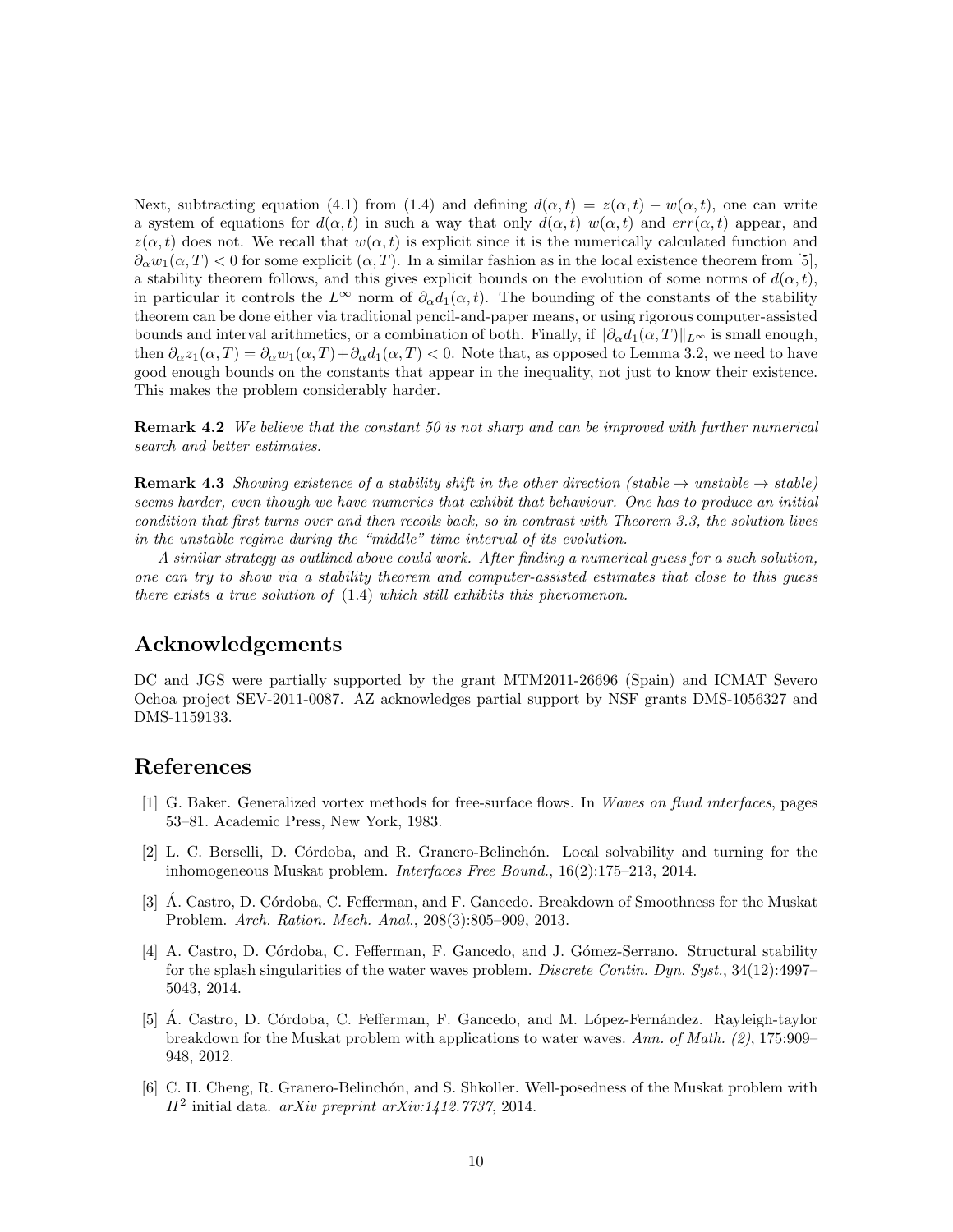Next, subtracting equation (4.1) from (1.4) and defining $d(\alpha, t) = z(\alpha, t) - w(\alpha, t)$, one can write a system of equations for $d(\alpha, t)$ in such a way that only $d(\alpha, t)$ $w(\alpha, t)$ and $err(\alpha, t)$ appear, and $z(\alpha, t)$ does not. We recall that $w(\alpha, t)$ is explicit since it is the numerically calculated function and $\partial_\alpha w_1(\alpha, T) < 0$ for some explicit $(\alpha, T)$. In a similar fashion as in the local existence theorem from [5], a stability theorem follows, and this gives explicit bounds on the evolution of some norms of $d(\alpha, t)$, in particular it controls the $L^\infty$ norm of $\partial_\alpha d_1(\alpha, t)$. The bounding of the constants of the stability theorem can be done either via traditional pencil-and-paper means, or using rigorous computer-assisted bounds and interval arithmetics, or a combination of both. Finally, if $\|\partial_\alpha d_1(\alpha, T)\|_{L^\infty}$ is small enough, then $\partial_\alpha z_1(\alpha, T) = \partial_\alpha w_1(\alpha, T) + \partial_\alpha d_1(\alpha, T) < 0$. Note that, as opposed to Lemma 3.2, we need to have good enough bounds on the constants that appear in the inequality, not just to know their existence. This makes the problem considerably harder.

**Remark 4.2** *We believe that the constant 50 is not sharp and can be improved with further numerical search and better estimates.*

**Remark 4.3** *Showing existence of a stability shift in the other direction (stable → unstable → stable) seems harder, even though we have numerics that exhibit that behaviour. One has to produce an initial condition that first turns over and then recoils back, so in contrast with Theorem 3.3, the solution lives in the unstable regime during the "middle" time interval of its evolution.*

*A similar strategy as outlined above could work. After finding a numerical guess for a such solution, one can try to show via a stability theorem and computer-assisted estimates that close to this guess there exists a true solution of* (1.4) *which still exhibits this phenomenon.*

## Acknowledgements

DC and JGS were partially supported by the grant MTM2011-26696 (Spain) and ICMAT Severo Ochoa project SEV-2011-0087. AZ acknowledges partial support by NSF grants DMS-1056327 and DMS-1159133.

## References

[1] G. Baker. Generalized vortex methods for free-surface flows. In *Waves on fluid interfaces*, pages 53–81. Academic Press, New York, 1983.

[2] L. C. Berselli, D. Córdoba, and R. Granero-Belinchón. Local solvability and turning for the inhomogeneous Muskat problem. *Interfaces Free Bound.*, 16(2):175–213, 2014.

[3] Á. Castro, D. Córdoba, C. Fefferman, and F. Gancedo. Breakdown of Smoothness for the Muskat Problem. *Arch. Ration. Mech. Anal.*, 208(3):805–909, 2013.

[4] A. Castro, D. Córdoba, C. Fefferman, F. Gancedo, and J. Gómez-Serrano. Structural stability for the splash singularities of the water waves problem. *Discrete Contin. Dyn. Syst.*, 34(12):4997–5043, 2014.

[5] Á. Castro, D. Córdoba, C. Fefferman, F. Gancedo, and M. López-Fernández. Rayleigh-taylor breakdown for the Muskat problem with applications to water waves. *Ann. of Math. (2)*, 175:909–948, 2012.

[6] C. H. Cheng, R. Granero-Belinchón, and S. Shkoller. Well-posedness of the Muskat problem with $H^2$ initial data. *arXiv preprint arXiv:1412.7737*, 2014.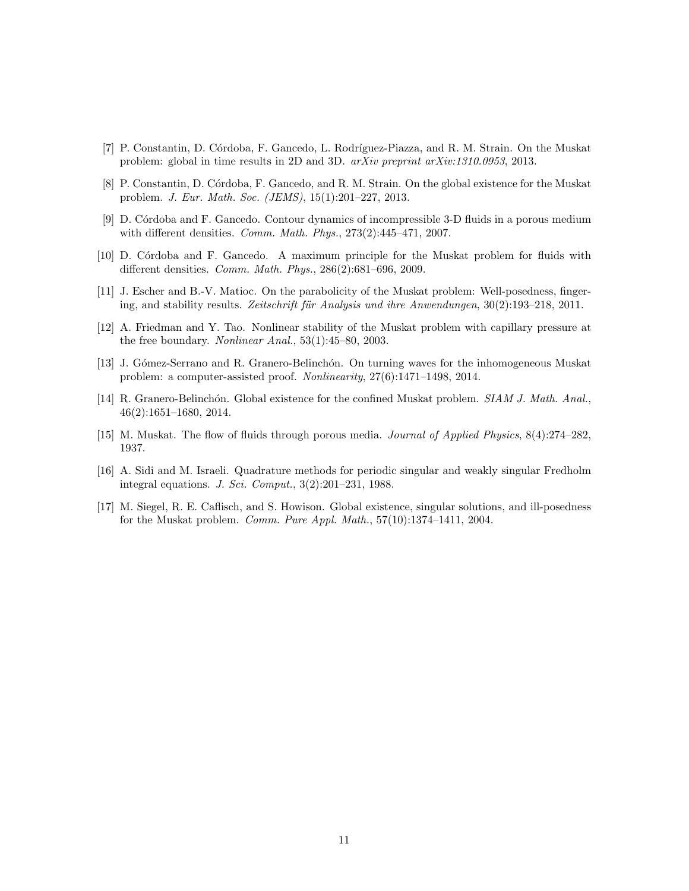[7] P. Constantin, D. Córdoba, F. Gancedo, L. Rodríguez-Piazza, and R. M. Strain. On the Muskat problem: global in time results in 2D and 3D. *arXiv preprint arXiv:1310.0953*, 2013.

[8] P. Constantin, D. Córdoba, F. Gancedo, and R. M. Strain. On the global existence for the Muskat problem. *J. Eur. Math. Soc. (JEMS)*, 15(1):201–227, 2013.

[9] D. Córdoba and F. Gancedo. Contour dynamics of incompressible 3-D fluids in a porous medium with different densities. *Comm. Math. Phys.*, 273(2):445–471, 2007.

[10] D. Córdoba and F. Gancedo. A maximum principle for the Muskat problem for fluids with different densities. *Comm. Math. Phys.*, 286(2):681–696, 2009.

[11] J. Escher and B.-V. Matioc. On the parabolicity of the Muskat problem: Well-posedness, fingering, and stability results. *Zeitschrift für Analysis und ihre Anwendungen*, 30(2):193–218, 2011.

[12] A. Friedman and Y. Tao. Nonlinear stability of the Muskat problem with capillary pressure at the free boundary. *Nonlinear Anal.*, 53(1):45–80, 2003.

[13] J. Gómez-Serrano and R. Granero-Belinchón. On turning waves for the inhomogeneous Muskat problem: a computer-assisted proof. *Nonlinearity*, 27(6):1471–1498, 2014.

[14] R. Granero-Belinchón. Global existence for the confined Muskat problem. *SIAM J. Math. Anal.*, 46(2):1651–1680, 2014.

[15] M. Muskat. The flow of fluids through porous media. *Journal of Applied Physics*, 8(4):274–282, 1937.

[16] A. Sidi and M. Israeli. Quadrature methods for periodic singular and weakly singular Fredholm integral equations. *J. Sci. Comput.*, 3(2):201–231, 1988.

[17] M. Siegel, R. E. Caflisch, and S. Howison. Global existence, singular solutions, and ill-posedness for the Muskat problem. *Comm. Pure Appl. Math.*, 57(10):1374–1411, 2004.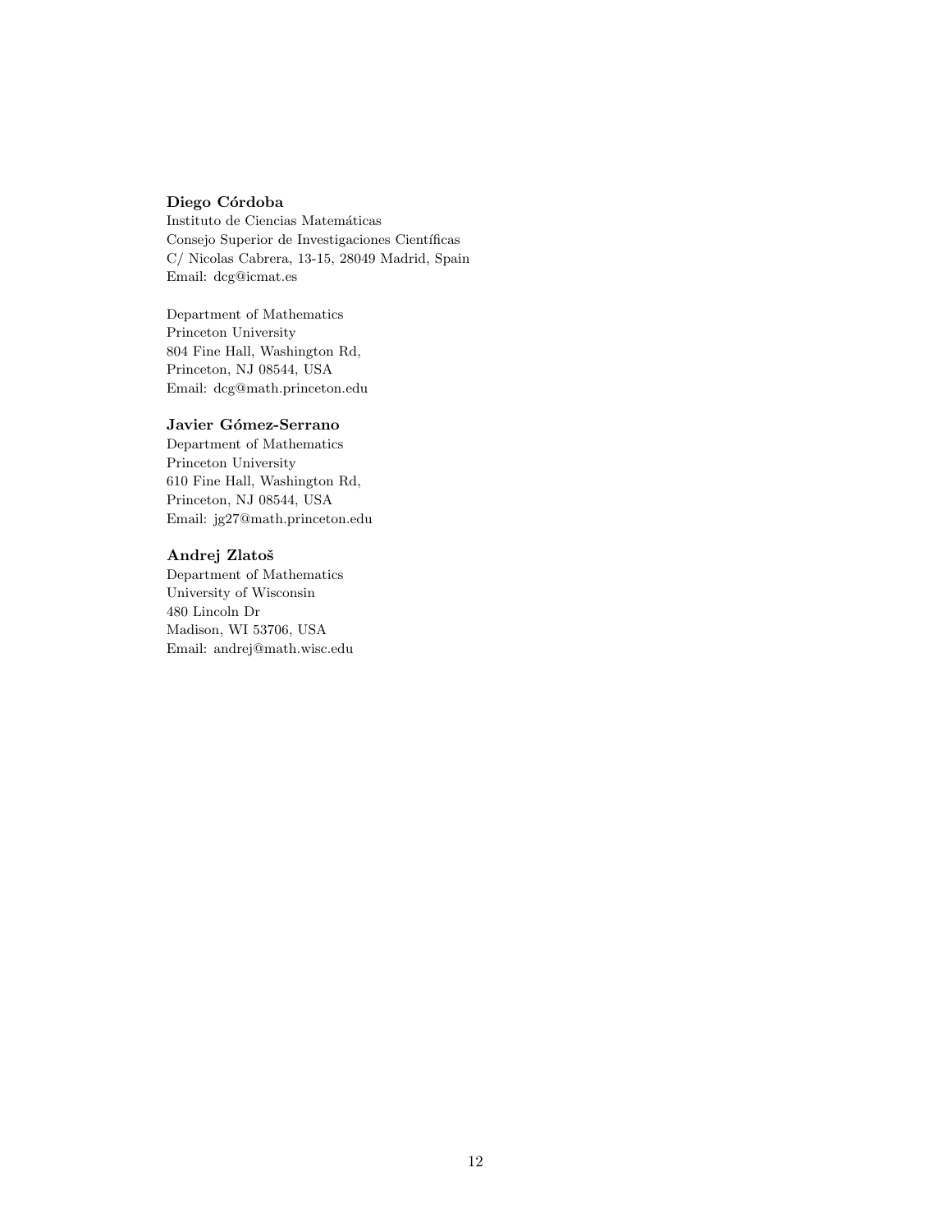**Diego Córdoba**
Instituto de Ciencias Matemáticas
Consejo Superior de Investigaciones Científicas
C/ Nicolas Cabrera, 13-15, 28049 Madrid, Spain
Email: dcg@icmat.es

Department of Mathematics
Princeton University
804 Fine Hall, Washington Rd,
Princeton, NJ 08544, USA
Email: dcg@math.princeton.edu

**Javier Gómez-Serrano**
Department of Mathematics
Princeton University
610 Fine Hall, Washington Rd,
Princeton, NJ 08544, USA
Email: jg27@math.princeton.edu

**Andrej Zlatoš**
Department of Mathematics
University of Wisconsin
480 Lincoln Dr
Madison, WI 53706, USA
Email: andrej@math.wisc.edu